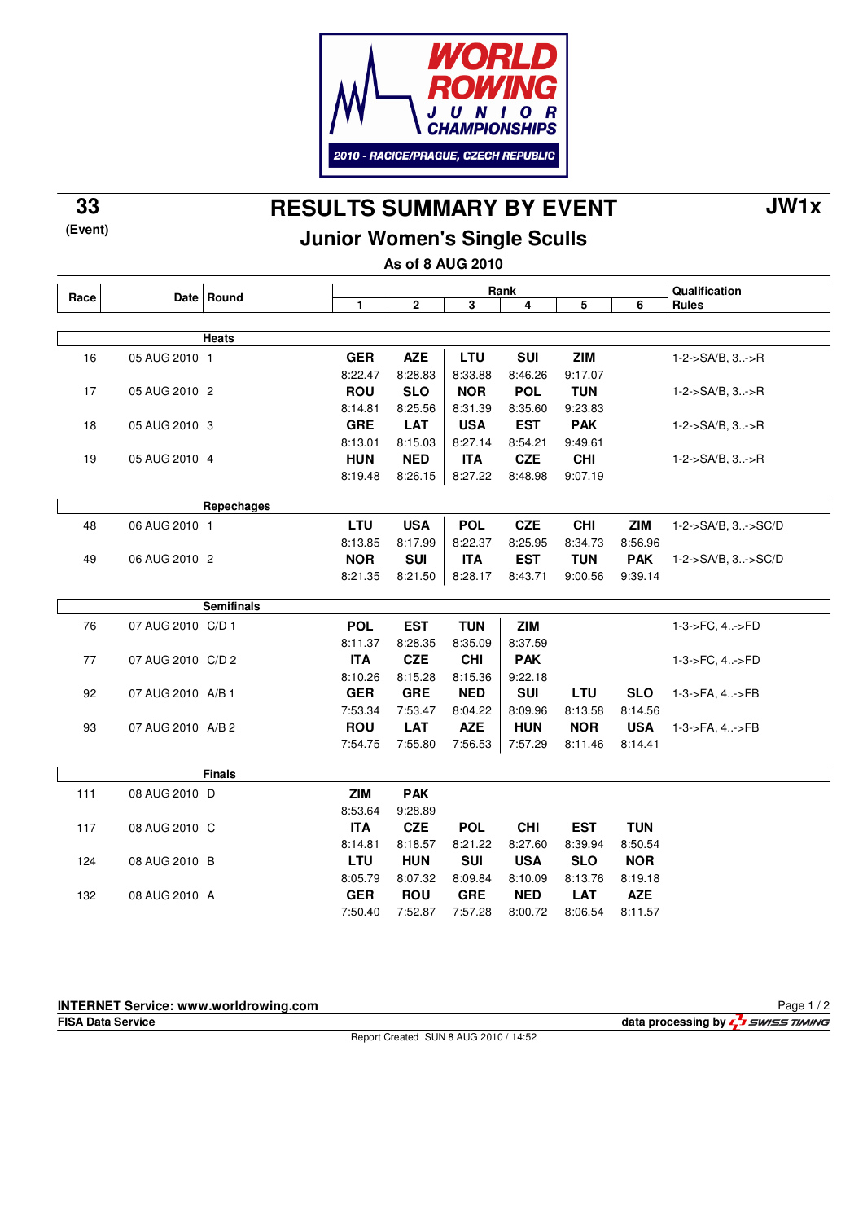WORLD ROWING JUNIOR CHAMPIONSHIPS
2010 - RACICE/PRAGUE, CZECH REPUBLIC

**33** (Event)

# RESULTS SUMMARY BY EVENT

**JW1x**

## Junior Women's Single Sculls

**As of 8 AUG 2010**

| Race | Date | Round | Rank 1 | 2 | 3 | 4 | 5 | 6 | Qualification Rules |
|---|---|---|---|---|---|---|---|---|---|
| | | **Heats** | | | | | | | |
| 16 | 05 AUG 2010 | 1 | **GER** 8:22.47 | **AZE** 8:28.83 | **LTU** 8:33.88 | **SUI** 8:46.26 | **ZIM** 9:17.07 | | 1-2->SA/B, 3..->R |
| 17 | 05 AUG 2010 | 2 | **ROU** 8:14.81 | **SLO** 8:25.56 | **NOR** 8:31.39 | **POL** 8:35.60 | **TUN** 9:23.83 | | 1-2->SA/B, 3..->R |
| 18 | 05 AUG 2010 | 3 | **GRE** 8:13.01 | **LAT** 8:15.03 | **USA** 8:27.14 | **EST** 8:54.21 | **PAK** 9:49.61 | | 1-2->SA/B, 3..->R |
| 19 | 05 AUG 2010 | 4 | **HUN** 8:19.48 | **NED** 8:26.15 | **ITA** 8:27.22 | **CZE** 8:48.98 | **CHI** 9:07.19 | | 1-2->SA/B, 3..->R |
| | | **Repechages** | | | | | | | |
| 48 | 06 AUG 2010 | 1 | **LTU** 8:13.85 | **USA** 8:17.99 | **POL** 8:22.37 | **CZE** 8:25.95 | **CHI** 8:34.73 | **ZIM** 8:56.96 | 1-2->SA/B, 3..->SC/D |
| 49 | 06 AUG 2010 | 2 | **NOR** 8:21.35 | **SUI** 8:21.50 | **ITA** 8:28.17 | **EST** 8:43.71 | **TUN** 9:00.56 | **PAK** 9:39.14 | 1-2->SA/B, 3..->SC/D |
| | | **Semifinals** | | | | | | | |
| 76 | 07 AUG 2010 | C/D 1 | **POL** 8:11.37 | **EST** 8:28.35 | **TUN** 8:35.09 | **ZIM** 8:37.59 | | | 1-3->FC, 4..->FD |
| 77 | 07 AUG 2010 | C/D 2 | **ITA** 8:10.26 | **CZE** 8:15.28 | **CHI** 8:15.36 | **PAK** 9:22.18 | | | 1-3->FC, 4..->FD |
| 92 | 07 AUG 2010 | A/B 1 | **GER** 7:53.34 | **GRE** 7:53.47 | **NED** 8:04.22 | **SUI** 8:09.96 | **LTU** 8:13.58 | **SLO** 8:14.56 | 1-3->FA, 4..->FB |
| 93 | 07 AUG 2010 | A/B 2 | **ROU** 7:54.75 | **LAT** 7:55.80 | **AZE** 7:56.53 | **HUN** 7:57.29 | **NOR** 8:11.46 | **USA** 8:14.41 | 1-3->FA, 4..->FB |
| | | **Finals** | | | | | | | |
| 111 | 08 AUG 2010 | D | **ZIM** 8:53.64 | **PAK** 9:28.89 | | | | | |
| 117 | 08 AUG 2010 | C | **ITA** 8:14.81 | **CZE** 8:18.57 | **POL** 8:21.22 | **CHI** 8:27.60 | **EST** 8:39.94 | **TUN** 8:50.54 | |
| 124 | 08 AUG 2010 | B | **LTU** 8:05.79 | **HUN** 8:07.32 | **SUI** 8:09.84 | **USA** 8:10.09 | **SLO** 8:13.76 | **NOR** 8:19.18 | |
| 132 | 08 AUG 2010 | A | **GER** 7:50.40 | **ROU** 7:52.87 | **GRE** 7:57.28 | **NED** 8:00.72 | **LAT** 8:06.54 | **AZE** 8:11.57 | |

**INTERNET Service: www.worldrowing.com**
**FISA Data Service** — data processing by SWISS TIMING
Report Created SUN 8 AUG 2010 / 14:52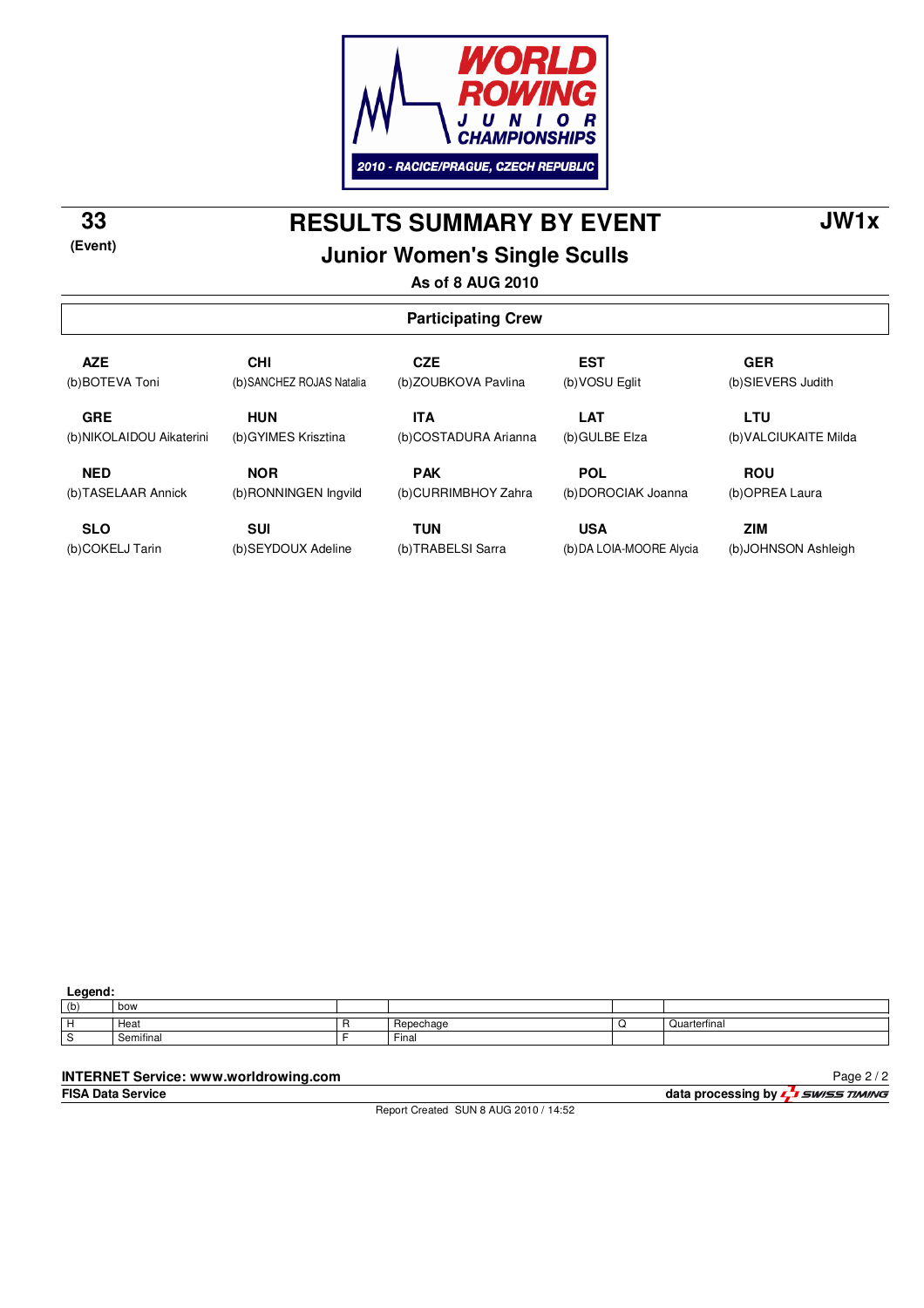# WORLD ROWING JUNIOR CHAMPIONSHIPS

2010 - RACICE/PRAGUE, CZECH REPUBLIC

**33**
**(Event)**

# RESULTS SUMMARY BY EVENT

**JW1x**

## Junior Women's Single Sculls

**As of 8 AUG 2010**

### Participating Crew

| | | | | |
|---|---|---|---|---|
| **AZE** | **CHI** | **CZE** | **EST** | **GER** |
| (b)BOTEVA Toni | (b)SANCHEZ ROJAS Natalia | (b)ZOUBKOVA Pavlina | (b)VOSU Eglit | (b)SIEVERS Judith |
| **GRE** | **HUN** | **ITA** | **LAT** | **LTU** |
| (b)NIKOLAIDOU Aikaterini | (b)GYIMES Krisztina | (b)COSTADURA Arianna | (b)GULBE Elza | (b)VALCIUKAITE Milda |
| **NED** | **NOR** | **PAK** | **POL** | **ROU** |
| (b)TASELAAR Annick | (b)RONNINGEN Ingvild | (b)CURRIMBHOY Zahra | (b)DOROCIAK Joanna | (b)OPREA Laura |
| **SLO** | **SUI** | **TUN** | **USA** | **ZIM** |
| (b)COKELJ Tarin | (b)SEYDOUX Adeline | (b)TRABELSI Sarra | (b)DA LOIA-MOORE Alycia | (b)JOHNSON Ashleigh |

**Legend:**

| | | | | | |
|---|---|---|---|---|---|
| (b) | bow | | | | |
| H | Heat | R | Repechage | Q | Quarterfinal |
| S | Semifinal | F | Final | | |

**INTERNET Service: www.worldrowing.com**

**FISA Data Service**

**data processing by SWISS TIMING**

Report Created SUN 8 AUG 2010 / 14:52